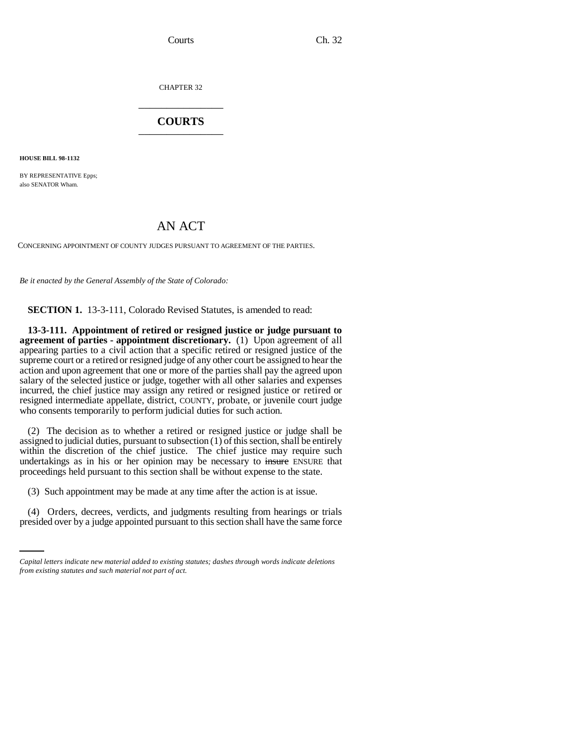CHAPTER 32

# COURTS

**HOUSE BILL 98-1132**

BY REPRESENTATIVE Epps;
also SENATOR Wham.

## AN ACT

CONCERNING APPOINTMENT OF COUNTY JUDGES PURSUANT TO AGREEMENT OF THE PARTIES.

*Be it enacted by the General Assembly of the State of Colorado:*

**SECTION 1.** 13-3-111, Colorado Revised Statutes, is amended to read:

**13-3-111. Appointment of retired or resigned justice or judge pursuant to agreement of parties - appointment discretionary.** (1) Upon agreement of all appearing parties to a civil action that a specific retired or resigned justice of the supreme court or a retired or resigned judge of any other court be assigned to hear the action and upon agreement that one or more of the parties shall pay the agreed upon salary of the selected justice or judge, together with all other salaries and expenses incurred, the chief justice may assign any retired or resigned justice or retired or resigned intermediate appellate, district, COUNTY, probate, or juvenile court judge who consents temporarily to perform judicial duties for such action.

(2) The decision as to whether a retired or resigned justice or judge shall be assigned to judicial duties, pursuant to subsection (1) of this section, shall be entirely within the discretion of the chief justice. The chief justice may require such undertakings as in his or her opinion may be necessary to ~~insure~~ ENSURE that proceedings held pursuant to this section shall be without expense to the state.

(3) Such appointment may be made at any time after the action is at issue.

(4) Orders, decrees, verdicts, and judgments resulting from hearings or trials presided over by a judge appointed pursuant to this section shall have the same force

*Capital letters indicate new material added to existing statutes; dashes through words indicate deletions from existing statutes and such material not part of act.*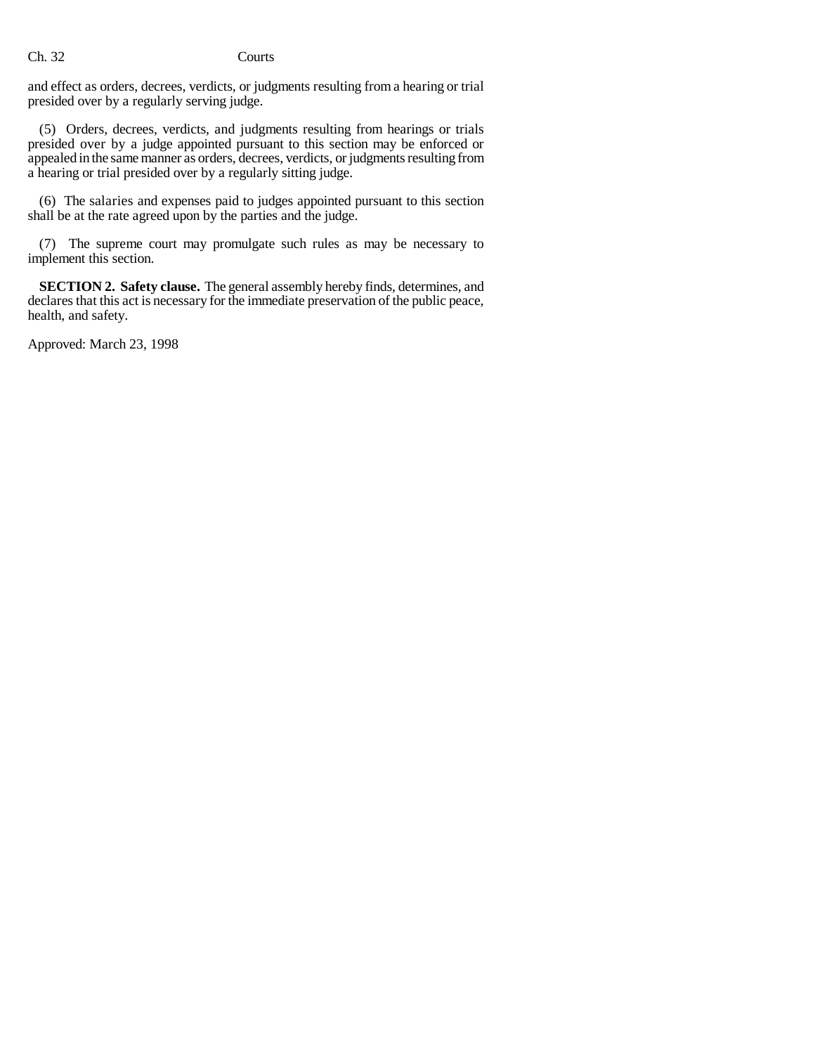and effect as orders, decrees, verdicts, or judgments resulting from a hearing or trial presided over by a regularly serving judge.

(5) Orders, decrees, verdicts, and judgments resulting from hearings or trials presided over by a judge appointed pursuant to this section may be enforced or appealed in the same manner as orders, decrees, verdicts, or judgments resulting from a hearing or trial presided over by a regularly sitting judge.

(6) The salaries and expenses paid to judges appointed pursuant to this section shall be at the rate agreed upon by the parties and the judge.

(7) The supreme court may promulgate such rules as may be necessary to implement this section.

**SECTION 2. Safety clause.** The general assembly hereby finds, determines, and declares that this act is necessary for the immediate preservation of the public peace, health, and safety.

Approved: March 23, 1998